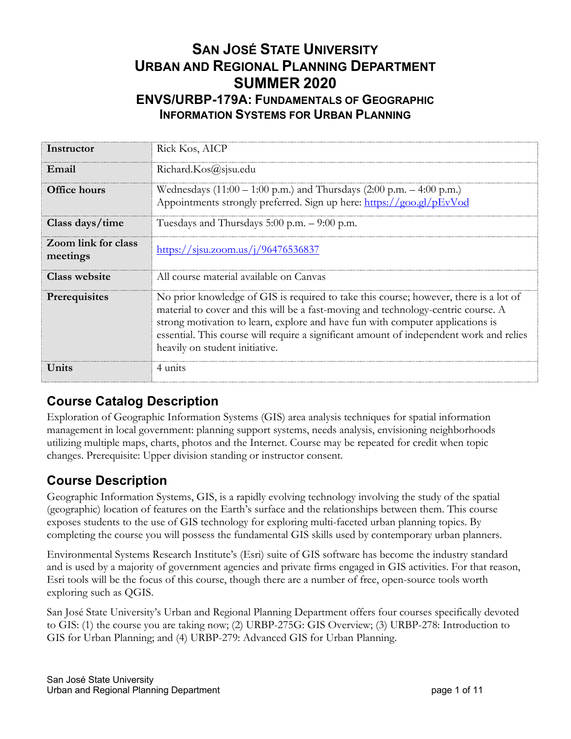# San José State University
# Urban and Regional Planning Department
# SUMMER 2020
## ENVS/URBP-179A: Fundamentals of Geographic Information Systems for Urban Planning

| | |
|---|---|
| **Instructor** | Rick Kos, AICP |
| **Email** | Richard.Kos@sjsu.edu |
| **Office hours** | Wednesdays (11:00 – 1:00 p.m.) and Thursdays (2:00 p.m. – 4:00 p.m.) Appointments strongly preferred. Sign up here: https://goo.gl/pEvVod |
| **Class days/time** | Tuesdays and Thursdays 5:00 p.m. – 9:00 p.m. |
| **Zoom link for class meetings** | https://sjsu.zoom.us/j/96476536837 |
| **Class website** | All course material available on Canvas |
| **Prerequisites** | No prior knowledge of GIS is required to take this course; however, there is a lot of material to cover and this will be a fast-moving and technology-centric course. A strong motivation to learn, explore and have fun with computer applications is essential. This course will require a significant amount of independent work and relies heavily on student initiative. |
| **Units** | 4 units |

## Course Catalog Description

Exploration of Geographic Information Systems (GIS) area analysis techniques for spatial information management in local government: planning support systems, needs analysis, envisioning neighborhoods utilizing multiple maps, charts, photos and the Internet. Course may be repeated for credit when topic changes. Prerequisite: Upper division standing or instructor consent.

## Course Description

Geographic Information Systems, GIS, is a rapidly evolving technology involving the study of the spatial (geographic) location of features on the Earth's surface and the relationships between them. This course exposes students to the use of GIS technology for exploring multi-faceted urban planning topics. By completing the course you will possess the fundamental GIS skills used by contemporary urban planners.

Environmental Systems Research Institute's (Esri) suite of GIS software has become the industry standard and is used by a majority of government agencies and private firms engaged in GIS activities. For that reason, Esri tools will be the focus of this course, though there are a number of free, open-source tools worth exploring such as QGIS.

San José State University's Urban and Regional Planning Department offers four courses specifically devoted to GIS: (1) the course you are taking now; (2) URBP-275G: GIS Overview; (3) URBP-278: Introduction to GIS for Urban Planning; and (4) URBP-279: Advanced GIS for Urban Planning.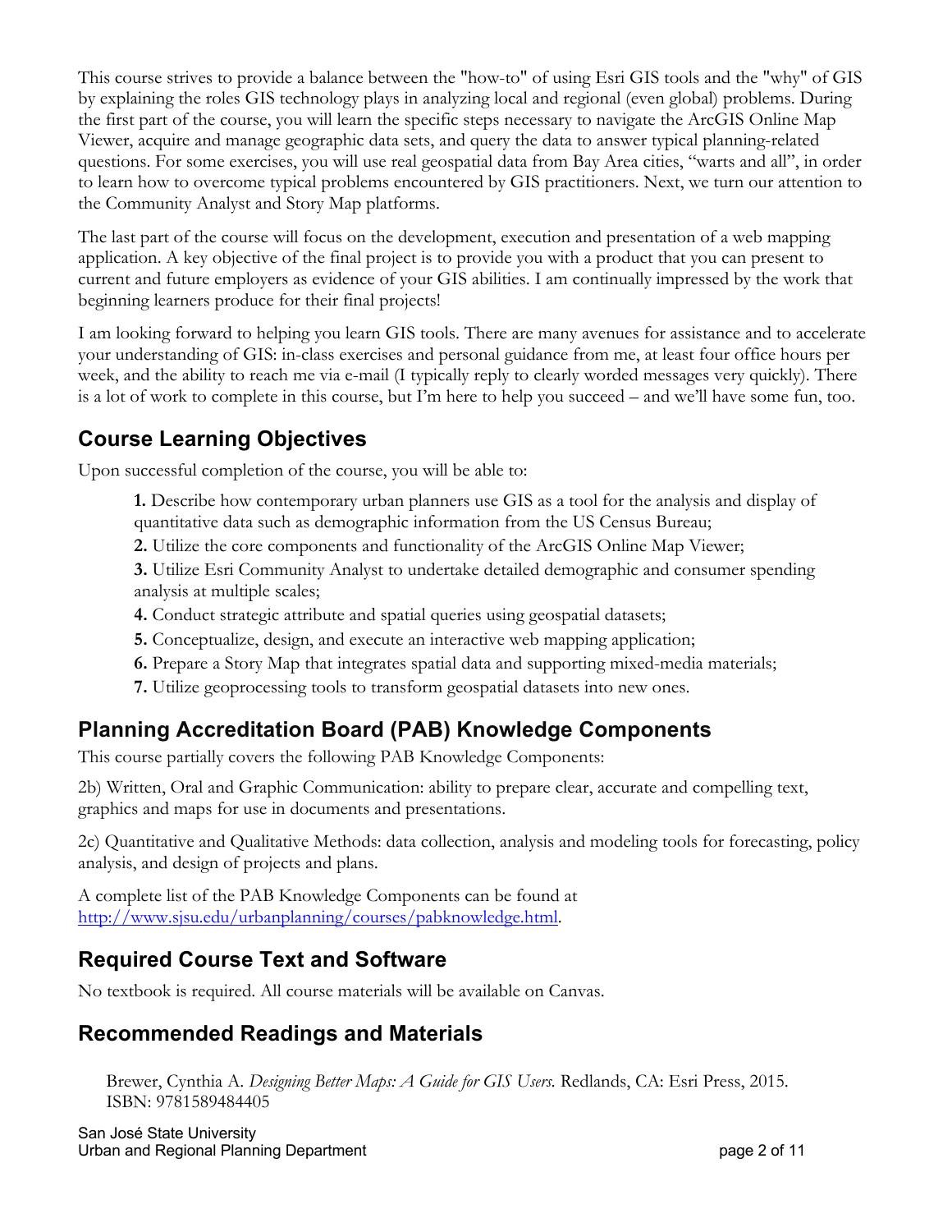This course strives to provide a balance between the "how-to" of using Esri GIS tools and the "why" of GIS by explaining the roles GIS technology plays in analyzing local and regional (even global) problems. During the first part of the course, you will learn the specific steps necessary to navigate the ArcGIS Online Map Viewer, acquire and manage geographic data sets, and query the data to answer typical planning-related questions. For some exercises, you will use real geospatial data from Bay Area cities, "warts and all", in order to learn how to overcome typical problems encountered by GIS practitioners. Next, we turn our attention to the Community Analyst and Story Map platforms.

The last part of the course will focus on the development, execution and presentation of a web mapping application. A key objective of the final project is to provide you with a product that you can present to current and future employers as evidence of your GIS abilities. I am continually impressed by the work that beginning learners produce for their final projects!

I am looking forward to helping you learn GIS tools. There are many avenues for assistance and to accelerate your understanding of GIS: in-class exercises and personal guidance from me, at least four office hours per week, and the ability to reach me via e-mail (I typically reply to clearly worded messages very quickly). There is a lot of work to complete in this course, but I'm here to help you succeed – and we'll have some fun, too.

## Course Learning Objectives

Upon successful completion of the course, you will be able to:

**1.** Describe how contemporary urban planners use GIS as a tool for the analysis and display of quantitative data such as demographic information from the US Census Bureau;

**2.** Utilize the core components and functionality of the ArcGIS Online Map Viewer;

**3.** Utilize Esri Community Analyst to undertake detailed demographic and consumer spending analysis at multiple scales;

**4.** Conduct strategic attribute and spatial queries using geospatial datasets;

**5.** Conceptualize, design, and execute an interactive web mapping application;

**6.** Prepare a Story Map that integrates spatial data and supporting mixed-media materials;

**7.** Utilize geoprocessing tools to transform geospatial datasets into new ones.

## Planning Accreditation Board (PAB) Knowledge Components

This course partially covers the following PAB Knowledge Components:

2b) Written, Oral and Graphic Communication: ability to prepare clear, accurate and compelling text, graphics and maps for use in documents and presentations.

2c) Quantitative and Qualitative Methods: data collection, analysis and modeling tools for forecasting, policy analysis, and design of projects and plans.

A complete list of the PAB Knowledge Components can be found at [http://www.sjsu.edu/urbanplanning/courses/pabknowledge.html](http://www.sjsu.edu/urbanplanning/courses/pabknowledge.html).

## Required Course Text and Software

No textbook is required. All course materials will be available on Canvas.

## Recommended Readings and Materials

Brewer, Cynthia A. *Designing Better Maps: A Guide for GIS Users.* Redlands, CA: Esri Press, 2015. ISBN: 9781589484405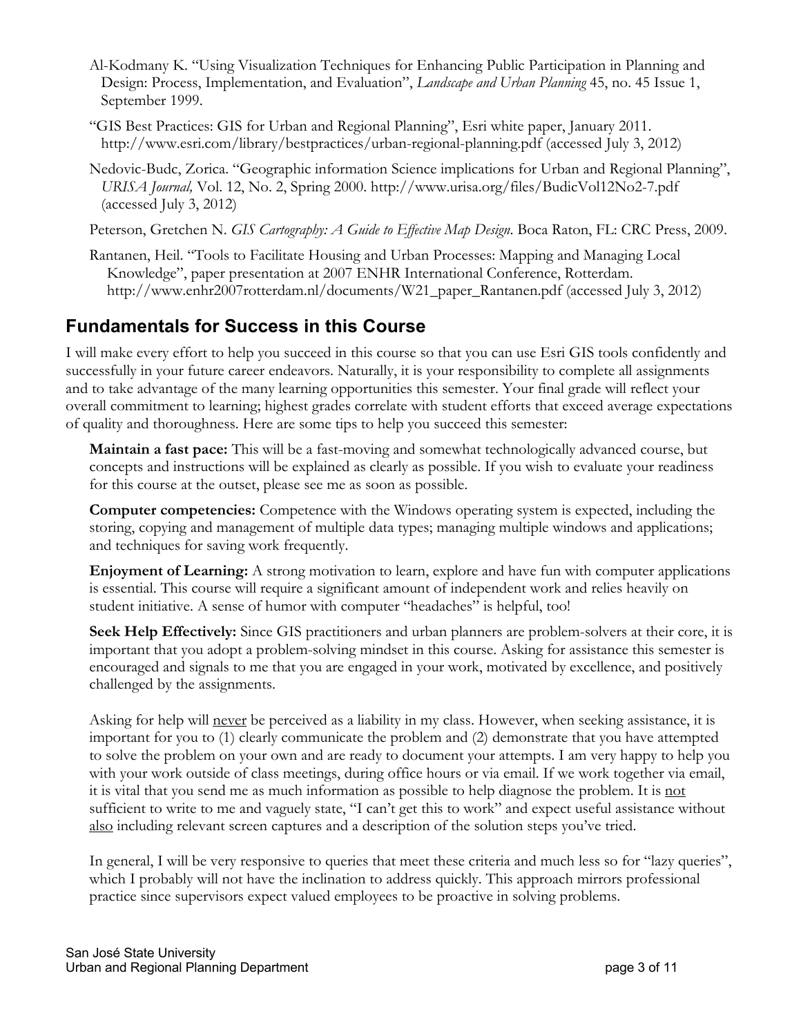Al-Kodmany K. "Using Visualization Techniques for Enhancing Public Participation in Planning and Design: Process, Implementation, and Evaluation", *Landscape and Urban Planning* 45, no. 45 Issue 1, September 1999.

"GIS Best Practices: GIS for Urban and Regional Planning", Esri white paper, January 2011. http://www.esri.com/library/bestpractices/urban-regional-planning.pdf (accessed July 3, 2012)

Nedovic-Budc, Zorica. "Geographic information Science implications for Urban and Regional Planning", *URISA Journal,* Vol. 12, No. 2, Spring 2000. http://www.urisa.org/files/BudicVol12No2-7.pdf (accessed July 3, 2012)

Peterson, Gretchen N. *GIS Cartography: A Guide to Effective Map Design*. Boca Raton, FL: CRC Press, 2009.

Rantanen, Heil. "Tools to Facilitate Housing and Urban Processes: Mapping and Managing Local Knowledge", paper presentation at 2007 ENHR International Conference, Rotterdam. http://www.enhr2007rotterdam.nl/documents/W21_paper_Rantanen.pdf (accessed July 3, 2012)

## Fundamentals for Success in this Course

I will make every effort to help you succeed in this course so that you can use Esri GIS tools confidently and successfully in your future career endeavors. Naturally, it is your responsibility to complete all assignments and to take advantage of the many learning opportunities this semester. Your final grade will reflect your overall commitment to learning; highest grades correlate with student efforts that exceed average expectations of quality and thoroughness. Here are some tips to help you succeed this semester:

**Maintain a fast pace:** This will be a fast-moving and somewhat technologically advanced course, but concepts and instructions will be explained as clearly as possible. If you wish to evaluate your readiness for this course at the outset, please see me as soon as possible.

**Computer competencies:** Competence with the Windows operating system is expected, including the storing, copying and management of multiple data types; managing multiple windows and applications; and techniques for saving work frequently.

**Enjoyment of Learning:** A strong motivation to learn, explore and have fun with computer applications is essential. This course will require a significant amount of independent work and relies heavily on student initiative. A sense of humor with computer "headaches" is helpful, too!

**Seek Help Effectively:** Since GIS practitioners and urban planners are problem-solvers at their core, it is important that you adopt a problem-solving mindset in this course. Asking for assistance this semester is encouraged and signals to me that you are engaged in your work, motivated by excellence, and positively challenged by the assignments.

Asking for help will <u>never</u> be perceived as a liability in my class. However, when seeking assistance, it is important for you to (1) clearly communicate the problem and (2) demonstrate that you have attempted to solve the problem on your own and are ready to document your attempts. I am very happy to help you with your work outside of class meetings, during office hours or via email. If we work together via email, it is vital that you send me as much information as possible to help diagnose the problem. It is <u>not</u> sufficient to write to me and vaguely state, "I can't get this to work" and expect useful assistance without <u>also</u> including relevant screen captures and a description of the solution steps you've tried.

In general, I will be very responsive to queries that meet these criteria and much less so for "lazy queries", which I probably will not have the inclination to address quickly. This approach mirrors professional practice since supervisors expect valued employees to be proactive in solving problems.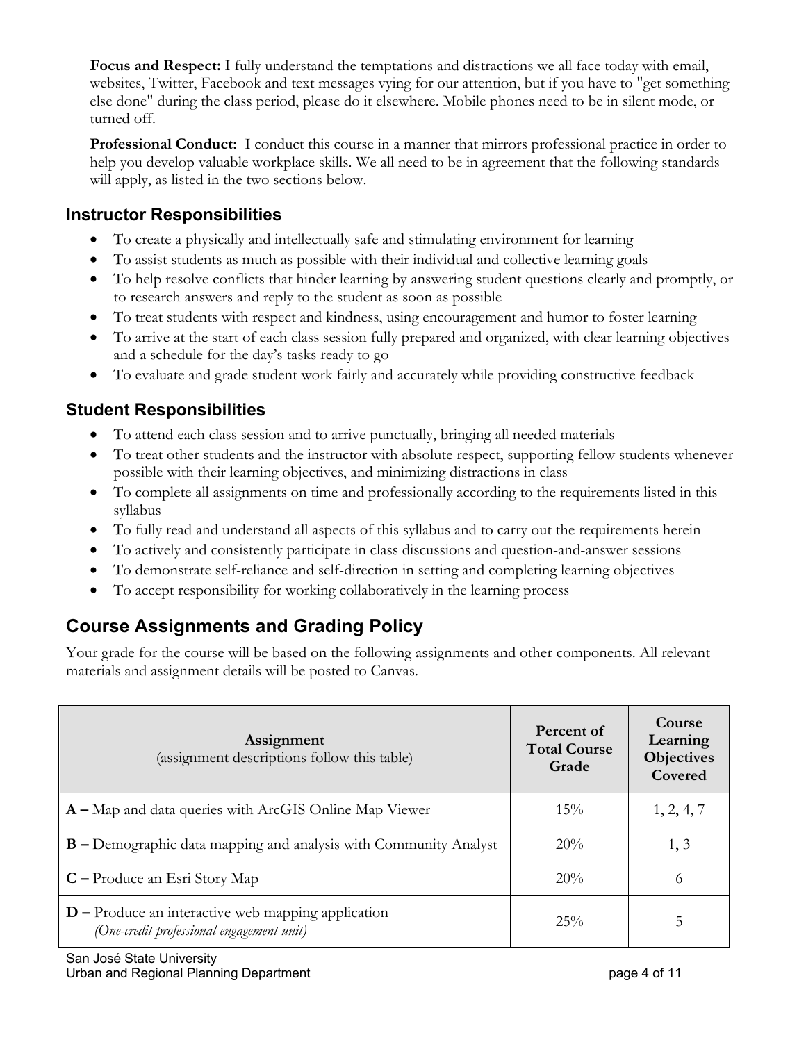**Focus and Respect:** I fully understand the temptations and distractions we all face today with email, websites, Twitter, Facebook and text messages vying for our attention, but if you have to "get something else done" during the class period, please do it elsewhere. Mobile phones need to be in silent mode, or turned off.

**Professional Conduct:** I conduct this course in a manner that mirrors professional practice in order to help you develop valuable workplace skills. We all need to be in agreement that the following standards will apply, as listed in the two sections below.

### Instructor Responsibilities

- To create a physically and intellectually safe and stimulating environment for learning
- To assist students as much as possible with their individual and collective learning goals
- To help resolve conflicts that hinder learning by answering student questions clearly and promptly, or to research answers and reply to the student as soon as possible
- To treat students with respect and kindness, using encouragement and humor to foster learning
- To arrive at the start of each class session fully prepared and organized, with clear learning objectives and a schedule for the day's tasks ready to go
- To evaluate and grade student work fairly and accurately while providing constructive feedback

### Student Responsibilities

- To attend each class session and to arrive punctually, bringing all needed materials
- To treat other students and the instructor with absolute respect, supporting fellow students whenever possible with their learning objectives, and minimizing distractions in class
- To complete all assignments on time and professionally according to the requirements listed in this syllabus
- To fully read and understand all aspects of this syllabus and to carry out the requirements herein
- To actively and consistently participate in class discussions and question-and-answer sessions
- To demonstrate self-reliance and self-direction in setting and completing learning objectives
- To accept responsibility for working collaboratively in the learning process

## Course Assignments and Grading Policy

Your grade for the course will be based on the following assignments and other components. All relevant materials and assignment details will be posted to Canvas.

| **Assignment** (assignment descriptions follow this table) | **Percent of Total Course Grade** | **Course Learning Objectives Covered** |
| --- | --- | --- |
| **A –** Map and data queries with ArcGIS Online Map Viewer | 15% | 1, 2, 4, 7 |
| **B –** Demographic data mapping and analysis with Community Analyst | 20% | 1, 3 |
| **C –** Produce an Esri Story Map | 20% | 6 |
| **D –** Produce an interactive web mapping application *(One-credit professional engagement unit)* | 25% | 5 |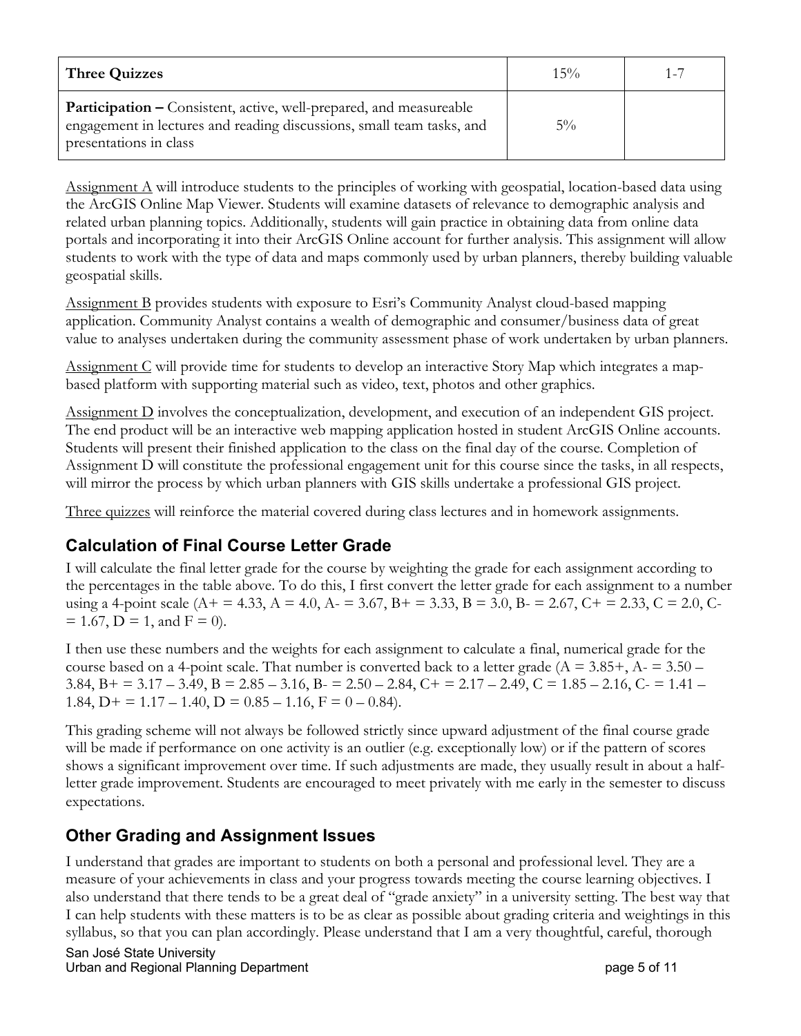| Three Quizzes | 15% | 1-7 |
|---|---|---|
| **Participation –** Consistent, active, well-prepared, and measureable engagement in lectures and reading discussions, small team tasks, and presentations in class | 5% | |

Assignment A will introduce students to the principles of working with geospatial, location-based data using the ArcGIS Online Map Viewer. Students will examine datasets of relevance to demographic analysis and related urban planning topics. Additionally, students will gain practice in obtaining data from online data portals and incorporating it into their ArcGIS Online account for further analysis. This assignment will allow students to work with the type of data and maps commonly used by urban planners, thereby building valuable geospatial skills.

Assignment B provides students with exposure to Esri's Community Analyst cloud-based mapping application. Community Analyst contains a wealth of demographic and consumer/business data of great value to analyses undertaken during the community assessment phase of work undertaken by urban planners.

Assignment C will provide time for students to develop an interactive Story Map which integrates a map-based platform with supporting material such as video, text, photos and other graphics.

Assignment D involves the conceptualization, development, and execution of an independent GIS project. The end product will be an interactive web mapping application hosted in student ArcGIS Online accounts. Students will present their finished application to the class on the final day of the course. Completion of Assignment D will constitute the professional engagement unit for this course since the tasks, in all respects, will mirror the process by which urban planners with GIS skills undertake a professional GIS project.

Three quizzes will reinforce the material covered during class lectures and in homework assignments.

## Calculation of Final Course Letter Grade

I will calculate the final letter grade for the course by weighting the grade for each assignment according to the percentages in the table above. To do this, I first convert the letter grade for each assignment to a number using a 4-point scale (A+ = 4.33, A = 4.0, A- = 3.67, B+ = 3.33, B = 3.0, B- = 2.67, C+ = 2.33, C = 2.0, C- = 1.67, D = 1, and F = 0).

I then use these numbers and the weights for each assignment to calculate a final, numerical grade for the course based on a 4-point scale. That number is converted back to a letter grade (A = 3.85+, A- = 3.50 – 3.84, B+ = 3.17 – 3.49, B = 2.85 – 3.16, B- = 2.50 – 2.84, C+ = 2.17 – 2.49, C = 1.85 – 2.16, C- = 1.41 – 1.84, D+ = 1.17 – 1.40, D = 0.85 – 1.16, F = 0 – 0.84).

This grading scheme will not always be followed strictly since upward adjustment of the final course grade will be made if performance on one activity is an outlier (e.g. exceptionally low) or if the pattern of scores shows a significant improvement over time. If such adjustments are made, they usually result in about a half-letter grade improvement. Students are encouraged to meet privately with me early in the semester to discuss expectations.

## Other Grading and Assignment Issues

I understand that grades are important to students on both a personal and professional level. They are a measure of your achievements in class and your progress towards meeting the course learning objectives. I also understand that there tends to be a great deal of "grade anxiety" in a university setting. The best way that I can help students with these matters is to be as clear as possible about grading criteria and weightings in this syllabus, so that you can plan accordingly. Please understand that I am a very thoughtful, careful, thorough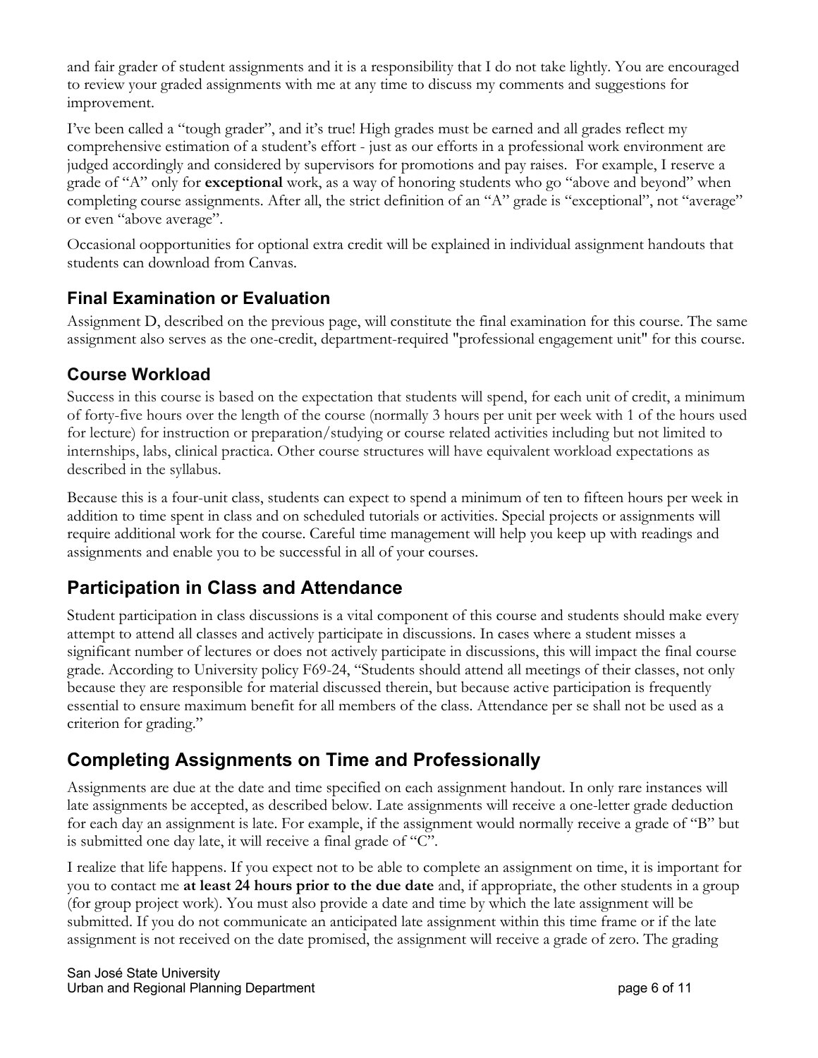and fair grader of student assignments and it is a responsibility that I do not take lightly. You are encouraged to review your graded assignments with me at any time to discuss my comments and suggestions for improvement.

I've been called a "tough grader", and it's true! High grades must be earned and all grades reflect my comprehensive estimation of a student's effort - just as our efforts in a professional work environment are judged accordingly and considered by supervisors for promotions and pay raises. For example, I reserve a grade of "A" only for **exceptional** work, as a way of honoring students who go "above and beyond" when completing course assignments. After all, the strict definition of an "A" grade is "exceptional", not "average" or even "above average".

Occasional oopportunities for optional extra credit will be explained in individual assignment handouts that students can download from Canvas.

### Final Examination or Evaluation

Assignment D, described on the previous page, will constitute the final examination for this course. The same assignment also serves as the one-credit, department-required "professional engagement unit" for this course.

### Course Workload

Success in this course is based on the expectation that students will spend, for each unit of credit, a minimum of forty-five hours over the length of the course (normally 3 hours per unit per week with 1 of the hours used for lecture) for instruction or preparation/studying or course related activities including but not limited to internships, labs, clinical practica. Other course structures will have equivalent workload expectations as described in the syllabus.

Because this is a four-unit class, students can expect to spend a minimum of ten to fifteen hours per week in addition to time spent in class and on scheduled tutorials or activities. Special projects or assignments will require additional work for the course. Careful time management will help you keep up with readings and assignments and enable you to be successful in all of your courses.

## Participation in Class and Attendance

Student participation in class discussions is a vital component of this course and students should make every attempt to attend all classes and actively participate in discussions. In cases where a student misses a significant number of lectures or does not actively participate in discussions, this will impact the final course grade. According to University policy F69-24, "Students should attend all meetings of their classes, not only because they are responsible for material discussed therein, but because active participation is frequently essential to ensure maximum benefit for all members of the class. Attendance per se shall not be used as a criterion for grading."

## Completing Assignments on Time and Professionally

Assignments are due at the date and time specified on each assignment handout. In only rare instances will late assignments be accepted, as described below. Late assignments will receive a one-letter grade deduction for each day an assignment is late. For example, if the assignment would normally receive a grade of "B" but is submitted one day late, it will receive a final grade of "C".

I realize that life happens. If you expect not to be able to complete an assignment on time, it is important for you to contact me **at least 24 hours prior to the due date** and, if appropriate, the other students in a group (for group project work). You must also provide a date and time by which the late assignment will be submitted. If you do not communicate an anticipated late assignment within this time frame or if the late assignment is not received on the date promised, the assignment will receive a grade of zero. The grading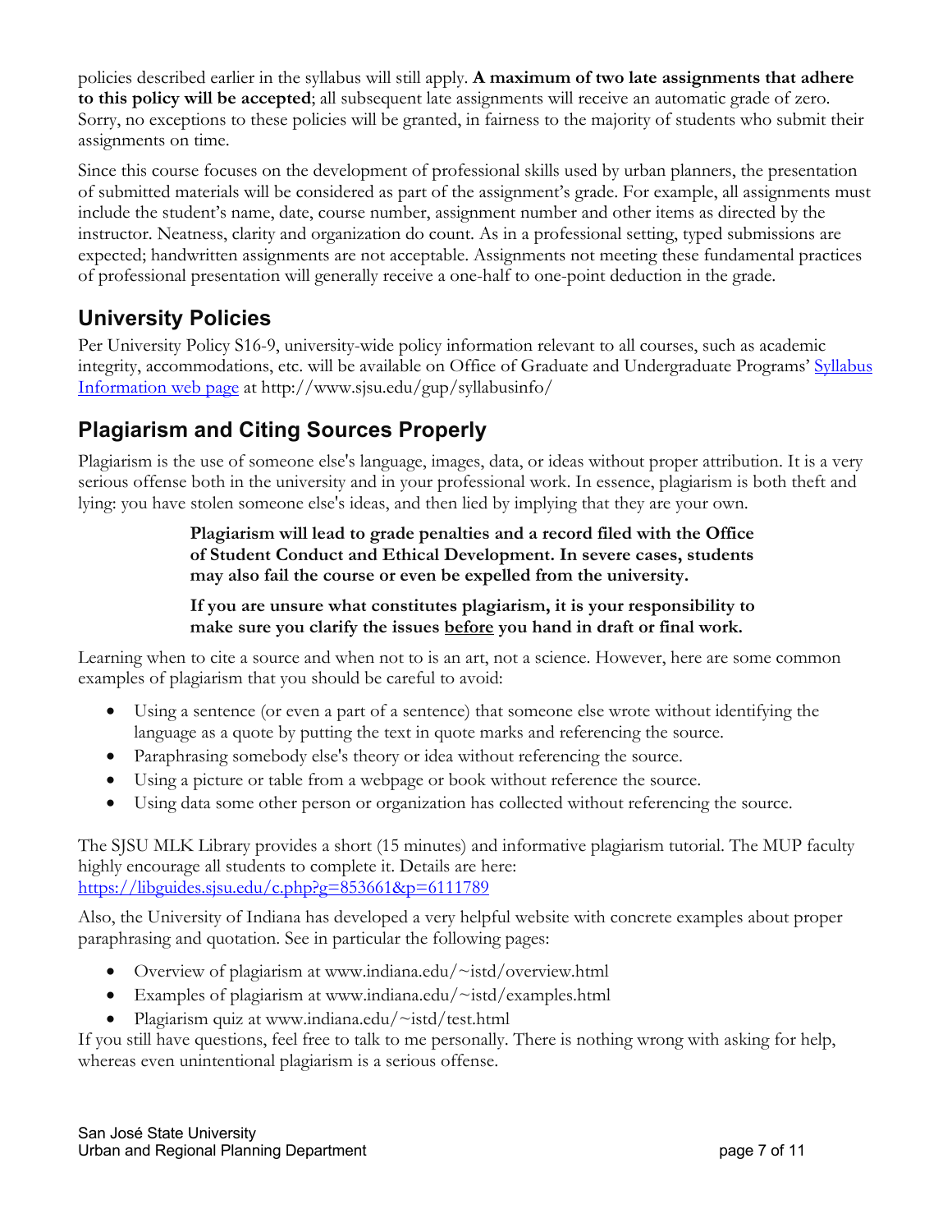policies described earlier in the syllabus will still apply. **A maximum of two late assignments that adhere to this policy will be accepted**; all subsequent late assignments will receive an automatic grade of zero. Sorry, no exceptions to these policies will be granted, in fairness to the majority of students who submit their assignments on time.

Since this course focuses on the development of professional skills used by urban planners, the presentation of submitted materials will be considered as part of the assignment's grade. For example, all assignments must include the student's name, date, course number, assignment number and other items as directed by the instructor. Neatness, clarity and organization do count. As in a professional setting, typed submissions are expected; handwritten assignments are not acceptable. Assignments not meeting these fundamental practices of professional presentation will generally receive a one-half to one-point deduction in the grade.

## University Policies

Per University Policy S16-9, university-wide policy information relevant to all courses, such as academic integrity, accommodations, etc. will be available on Office of Graduate and Undergraduate Programs' [Syllabus Information web page](http://www.sjsu.edu/gup/syllabusinfo/) at http://www.sjsu.edu/gup/syllabusinfo/

## Plagiarism and Citing Sources Properly

Plagiarism is the use of someone else's language, images, data, or ideas without proper attribution. It is a very serious offense both in the university and in your professional work. In essence, plagiarism is both theft and lying: you have stolen someone else's ideas, and then lied by implying that they are your own.

> **Plagiarism will lead to grade penalties and a record filed with the Office of Student Conduct and Ethical Development. In severe cases, students may also fail the course or even be expelled from the university.**
>
> **If you are unsure what constitutes plagiarism, it is your responsibility to make sure you clarify the issues <u>before</u> you hand in draft or final work.**

Learning when to cite a source and when not to is an art, not a science. However, here are some common examples of plagiarism that you should be careful to avoid:

- Using a sentence (or even a part of a sentence) that someone else wrote without identifying the language as a quote by putting the text in quote marks and referencing the source.
- Paraphrasing somebody else's theory or idea without referencing the source.
- Using a picture or table from a webpage or book without reference the source.
- Using data some other person or organization has collected without referencing the source.

The SJSU MLK Library provides a short (15 minutes) and informative plagiarism tutorial. The MUP faculty highly encourage all students to complete it. Details are here: [https://libguides.sjsu.edu/c.php?g=853661&p=6111789](https://libguides.sjsu.edu/c.php?g=853661&p=6111789)

Also, the University of Indiana has developed a very helpful website with concrete examples about proper paraphrasing and quotation. See in particular the following pages:

- Overview of plagiarism at www.indiana.edu/~istd/overview.html
- Examples of plagiarism at www.indiana.edu/~istd/examples.html
- Plagiarism quiz at www.indiana.edu/~istd/test.html

If you still have questions, feel free to talk to me personally. There is nothing wrong with asking for help, whereas even unintentional plagiarism is a serious offense.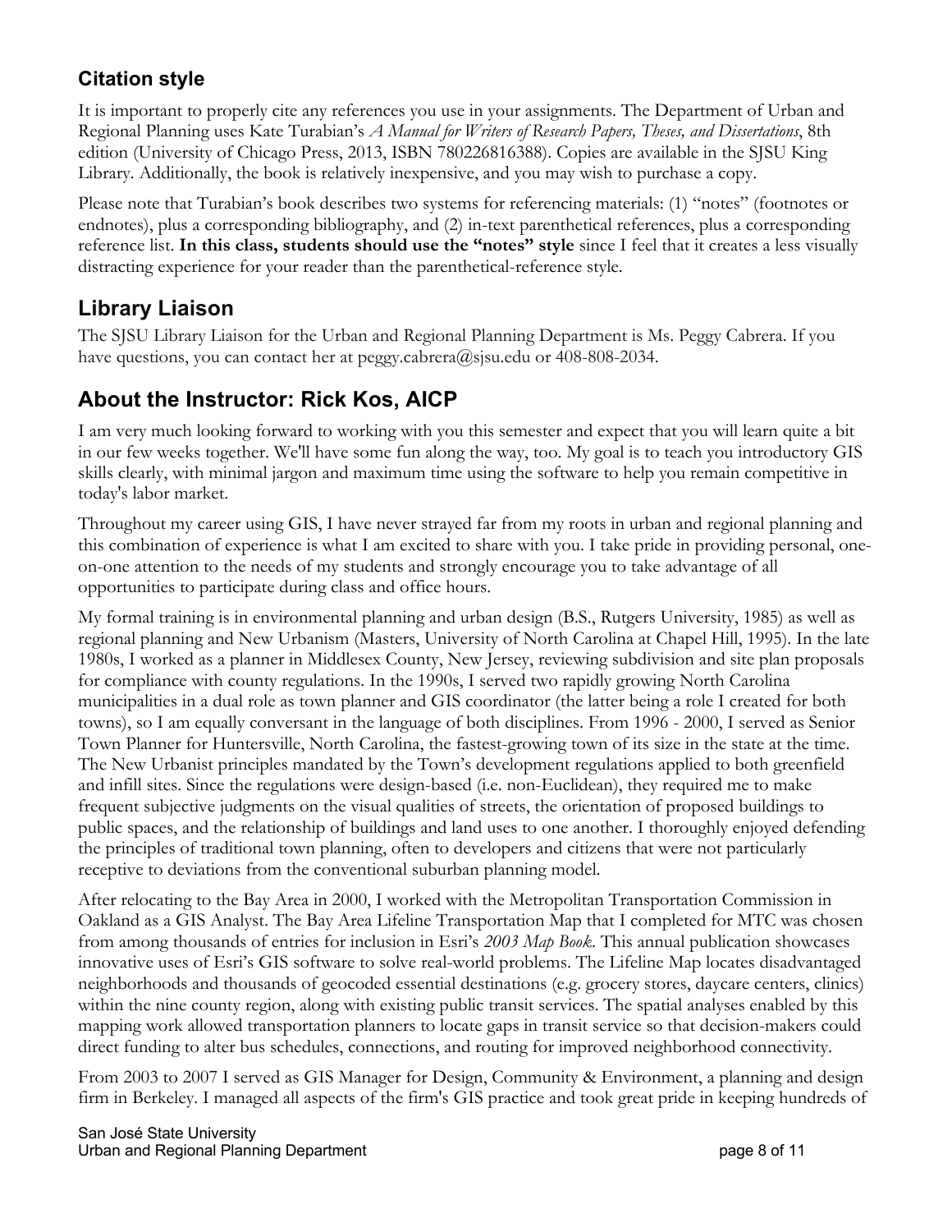## Citation style

It is important to properly cite any references you use in your assignments. The Department of Urban and Regional Planning uses Kate Turabian's *A Manual for Writers of Research Papers, Theses, and Dissertations*, 8th edition (University of Chicago Press, 2013, ISBN 780226816388). Copies are available in the SJSU King Library. Additionally, the book is relatively inexpensive, and you may wish to purchase a copy.

Please note that Turabian's book describes two systems for referencing materials: (1) "notes" (footnotes or endnotes), plus a corresponding bibliography, and (2) in-text parenthetical references, plus a corresponding reference list. **In this class, students should use the "notes" style** since I feel that it creates a less visually distracting experience for your reader than the parenthetical-reference style.

## Library Liaison

The SJSU Library Liaison for the Urban and Regional Planning Department is Ms. Peggy Cabrera. If you have questions, you can contact her at peggy.cabrera@sjsu.edu or 408-808-2034.

## About the Instructor: Rick Kos, AICP

I am very much looking forward to working with you this semester and expect that you will learn quite a bit in our few weeks together. We'll have some fun along the way, too. My goal is to teach you introductory GIS skills clearly, with minimal jargon and maximum time using the software to help you remain competitive in today's labor market.

Throughout my career using GIS, I have never strayed far from my roots in urban and regional planning and this combination of experience is what I am excited to share with you. I take pride in providing personal, one-on-one attention to the needs of my students and strongly encourage you to take advantage of all opportunities to participate during class and office hours.

My formal training is in environmental planning and urban design (B.S., Rutgers University, 1985) as well as regional planning and New Urbanism (Masters, University of North Carolina at Chapel Hill, 1995). In the late 1980s, I worked as a planner in Middlesex County, New Jersey, reviewing subdivision and site plan proposals for compliance with county regulations. In the 1990s, I served two rapidly growing North Carolina municipalities in a dual role as town planner and GIS coordinator (the latter being a role I created for both towns), so I am equally conversant in the language of both disciplines. From 1996 - 2000, I served as Senior Town Planner for Huntersville, North Carolina, the fastest-growing town of its size in the state at the time. The New Urbanist principles mandated by the Town's development regulations applied to both greenfield and infill sites. Since the regulations were design-based (i.e. non-Euclidean), they required me to make frequent subjective judgments on the visual qualities of streets, the orientation of proposed buildings to public spaces, and the relationship of buildings and land uses to one another. I thoroughly enjoyed defending the principles of traditional town planning, often to developers and citizens that were not particularly receptive to deviations from the conventional suburban planning model.

After relocating to the Bay Area in 2000, I worked with the Metropolitan Transportation Commission in Oakland as a GIS Analyst. The Bay Area Lifeline Transportation Map that I completed for MTC was chosen from among thousands of entries for inclusion in Esri's *2003 Map Book*. This annual publication showcases innovative uses of Esri's GIS software to solve real-world problems. The Lifeline Map locates disadvantaged neighborhoods and thousands of geocoded essential destinations (e.g. grocery stores, daycare centers, clinics) within the nine county region, along with existing public transit services. The spatial analyses enabled by this mapping work allowed transportation planners to locate gaps in transit service so that decision-makers could direct funding to alter bus schedules, connections, and routing for improved neighborhood connectivity.

From 2003 to 2007 I served as GIS Manager for Design, Community & Environment, a planning and design firm in Berkeley. I managed all aspects of the firm's GIS practice and took great pride in keeping hundreds of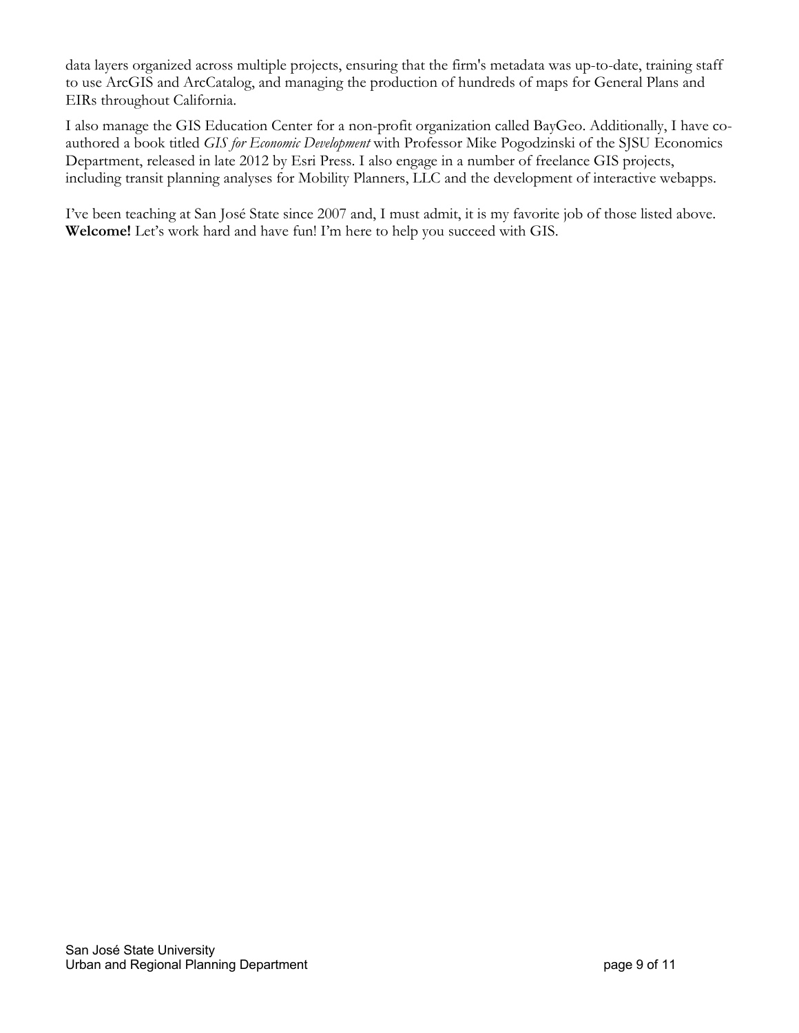data layers organized across multiple projects, ensuring that the firm's metadata was up-to-date, training staff to use ArcGIS and ArcCatalog, and managing the production of hundreds of maps for General Plans and EIRs throughout California.

I also manage the GIS Education Center for a non-profit organization called BayGeo. Additionally, I have co-authored a book titled *GIS for Economic Development* with Professor Mike Pogodzinski of the SJSU Economics Department, released in late 2012 by Esri Press. I also engage in a number of freelance GIS projects, including transit planning analyses for Mobility Planners, LLC and the development of interactive webapps.

I've been teaching at San José State since 2007 and, I must admit, it is my favorite job of those listed above. **Welcome!** Let's work hard and have fun! I'm here to help you succeed with GIS.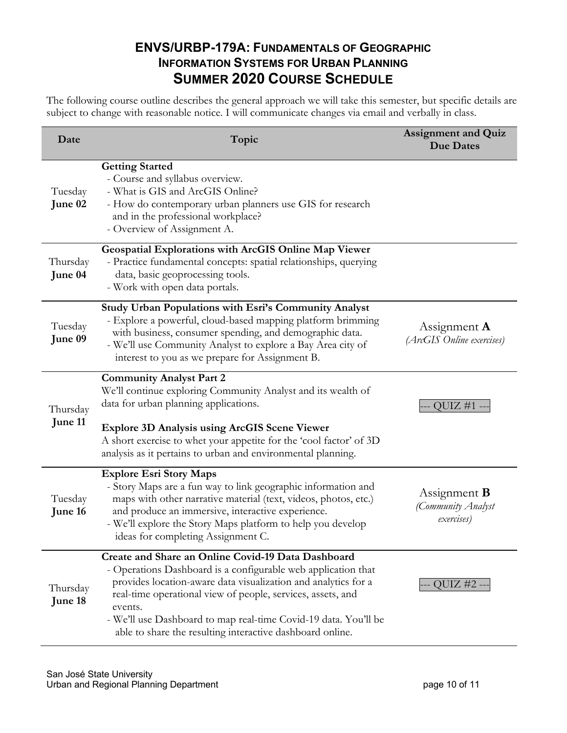## ENVS/URBP-179A: Fundamentals of Geographic Information Systems for Urban Planning
## Summer 2020 Course Schedule

The following course outline describes the general approach we will take this semester, but specific details are subject to change with reasonable notice. I will communicate changes via email and verbally in class.

| Date | Topic | Assignment and Quiz Due Dates |
|---|---|---|
| Tuesday **June 02** | **Getting Started**<br>- Course and syllabus overview.<br>- What is GIS and ArcGIS Online?<br>- How do contemporary urban planners use GIS for research and in the professional workplace?<br>- Overview of Assignment A. | |
| Thursday **June 04** | **Geospatial Explorations with ArcGIS Online Map Viewer**<br>- Practice fundamental concepts: spatial relationships, querying data, basic geoprocessing tools.<br>- Work with open data portals. | |
| Tuesday **June 09** | **Study Urban Populations with Esri's Community Analyst**<br>- Explore a powerful, cloud-based mapping platform brimming with business, consumer spending, and demographic data.<br>- We'll use Community Analyst to explore a Bay Area city of interest to you as we prepare for Assignment B. | Assignment **A**<br>*(ArcGIS Online exercises)* |
| Thursday **June 11** | **Community Analyst Part 2**<br>We'll continue exploring Community Analyst and its wealth of data for urban planning applications.<br><br>**Explore 3D Analysis using ArcGIS Scene Viewer**<br>A short exercise to whet your appetite for the 'cool factor' of 3D analysis as it pertains to urban and environmental planning. | --- QUIZ #1 --- |
| Tuesday **June 16** | **Explore Esri Story Maps**<br>- Story Maps are a fun way to link geographic information and maps with other narrative material (text, videos, photos, etc.) and produce an immersive, interactive experience.<br>- We'll explore the Story Maps platform to help you develop ideas for completing Assignment C. | Assignment **B**<br>*(Community Analyst exercises)* |
| Thursday **June 18** | **Create and Share an Online Covid-19 Data Dashboard**<br>- Operations Dashboard is a configurable web application that provides location-aware data visualization and analytics for a real-time operational view of people, services, assets, and events.<br>- We'll use Dashboard to map real-time Covid-19 data. You'll be able to share the resulting interactive dashboard online. | --- QUIZ #2 --- |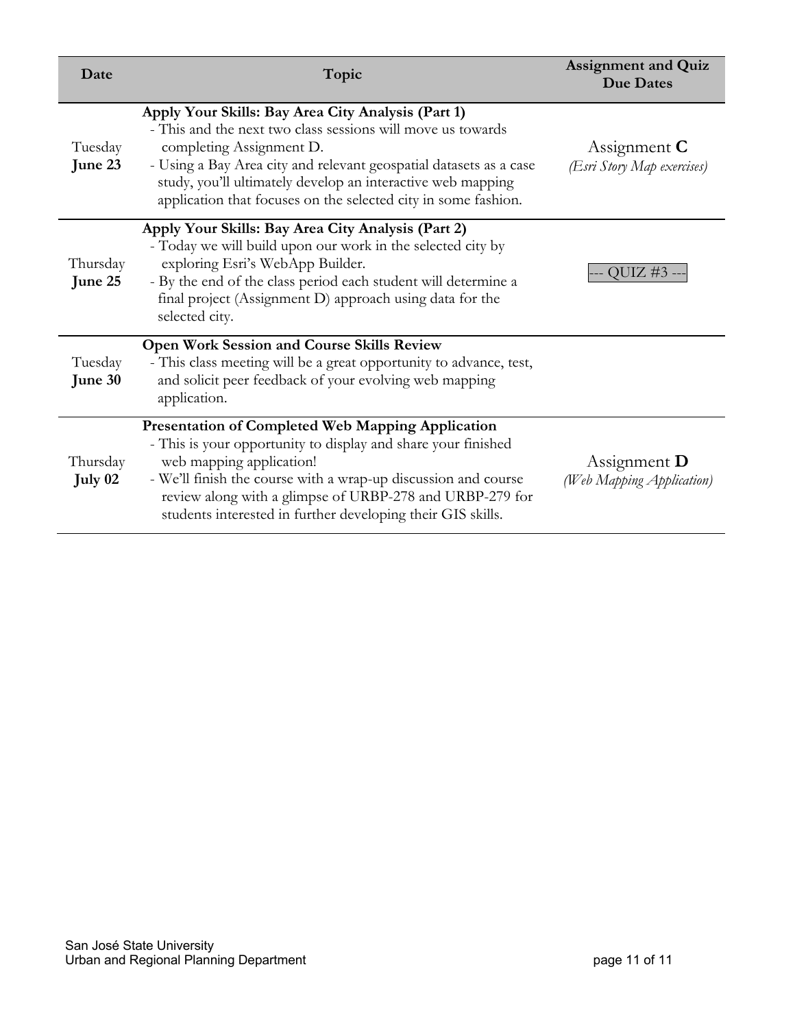| Date | Topic | Assignment and Quiz Due Dates |
|---|---|---|
| Tuesday **June 23** | **Apply Your Skills: Bay Area City Analysis (Part 1)**<br>- This and the next two class sessions will move us towards completing Assignment D.<br>- Using a Bay Area city and relevant geospatial datasets as a case study, you'll ultimately develop an interactive web mapping application that focuses on the selected city in some fashion. | Assignment **C** *(Esri Story Map exercises)* |
| Thursday **June 25** | **Apply Your Skills: Bay Area City Analysis (Part 2)**<br>- Today we will build upon our work in the selected city by exploring Esri's WebApp Builder.<br>- By the end of the class period each student will determine a final project (Assignment D) approach using data for the selected city. | --- QUIZ #3 --- |
| Tuesday **June 30** | **Open Work Session and Course Skills Review**<br>- This class meeting will be a great opportunity to advance, test, and solicit peer feedback of your evolving web mapping application. | |
| Thursday **July 02** | **Presentation of Completed Web Mapping Application**<br>- This is your opportunity to display and share your finished web mapping application!<br>- We'll finish the course with a wrap-up discussion and course review along with a glimpse of URBP-278 and URBP-279 for students interested in further developing their GIS skills. | Assignment **D** *(Web Mapping Application)* |